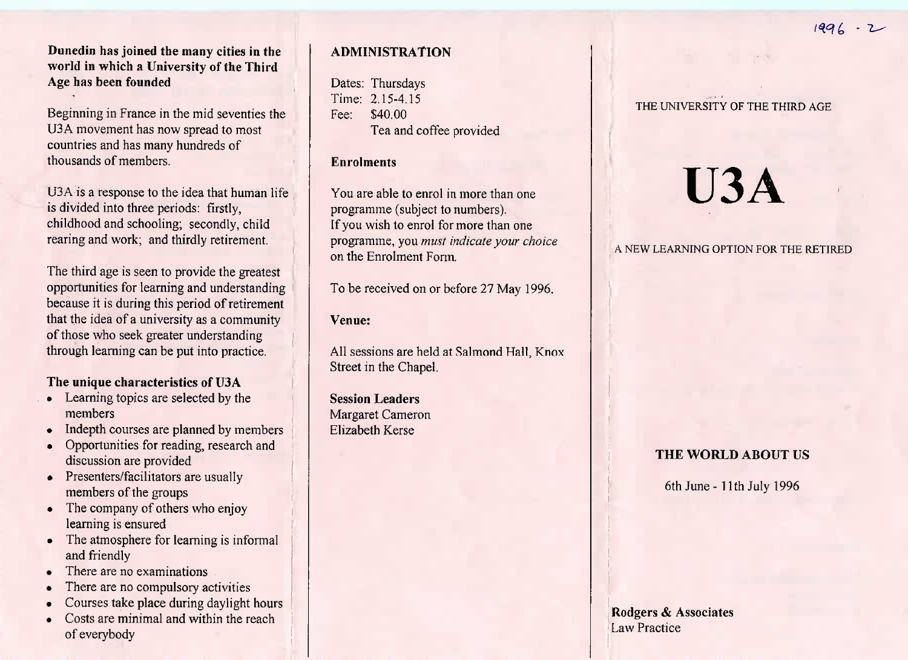**Dunedin has joined the many cities in the world in which a University of the Third Age has been founded**

Beginning in France in the mid seventies the U3A movement has now spread to most countries and has many hundreds of thousands of members.

U3A is a response to the idea that human life is divided into three periods: firstly, childhood and schooling; secondly, child rearing and work; and thirdly retirement.

The third age is seen to provide the greatest opportunities for learning and understanding because it is during this period of retirement that the idea of a university as a community of those who seek greater understanding through learning can be put into practice.

**The unique characteristics of U3A**

- Learning topics are selected by the members
- Indepth courses are planned by members
- Opportunities for reading, research and discussion are provided
- Presenters/facilitators are usually members of the groups
- The company of others who enjoy learning is ensured
- The atmosphere for learning is informal and friendly
- There are no examinations
- There are no compulsory activities
- Courses take place during daylight hours
- Costs are minimal and within the reach of everybody

## ADMINISTRATION

Dates: Thursdays
Time: 2.15-4.15
Fee: $40.00
Tea and coffee provided

**Enrolments**

You are able to enrol in more than one programme (subject to numbers).
If you wish to enrol for more than one programme, you *must indicate your choice* on the Enrolment Form.

To be received on or before 27 May 1996.

**Venue:**

All sessions are held at Salmond Hall, Knox Street in the Chapel.

**Session Leaders**
Margaret Cameron
Elizabeth Kerse

1996 - 2

THE UNIVERSITY OF THE THIRD AGE

# U3A

A NEW LEARNING OPTION FOR THE RETIRED

## THE WORLD ABOUT US

6th June - 11th July 1996

**Rodgers & Associates**
Law Practice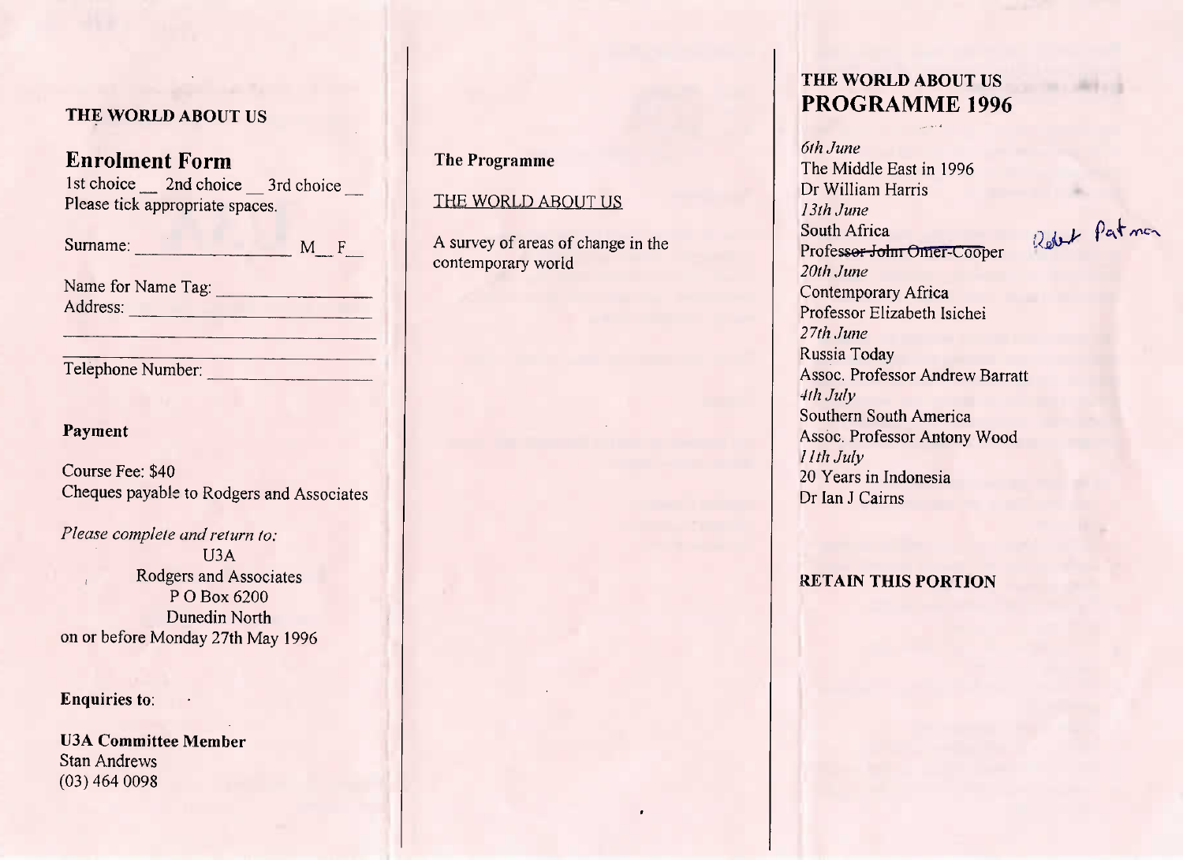## THE WORLD ABOUT US

## Enrolment Form

1st choice __ 2nd choice __ 3rd choice __
Please tick appropriate spaces.

Surname: ________________ M__ F__

Name for Name Tag: ________________
Address: ________________________

________________________________

Telephone Number: ________________

### Payment

Course Fee: $40
Cheques payable to Rodgers and Associates

*Please complete and return to:*
U3A
Rodgers and Associates
P O Box 6200
Dunedin North
on or before Monday 27th May 1996

**Enquiries to:**

**U3A Committee Member**
Stan Andrews
(03) 464 0098

### The Programme

THE WORLD ABOUT US

A survey of areas of change in the contemporary world

## THE WORLD ABOUT US
## PROGRAMME 1996

*6th June*
The Middle East in 1996
Dr William Harris

*13th June*
South Africa
~~Professor John Omer-Cooper~~ Robert Patman

*20th June*
Contemporary Africa
Professor Elizabeth Isichei

*27th June*
Russia Today
Assoc. Professor Andrew Barratt

*4th July*
Southern South America
Assoc. Professor Antony Wood

*11th July*
20 Years in Indonesia
Dr Ian J Cairns

**RETAIN THIS PORTION**